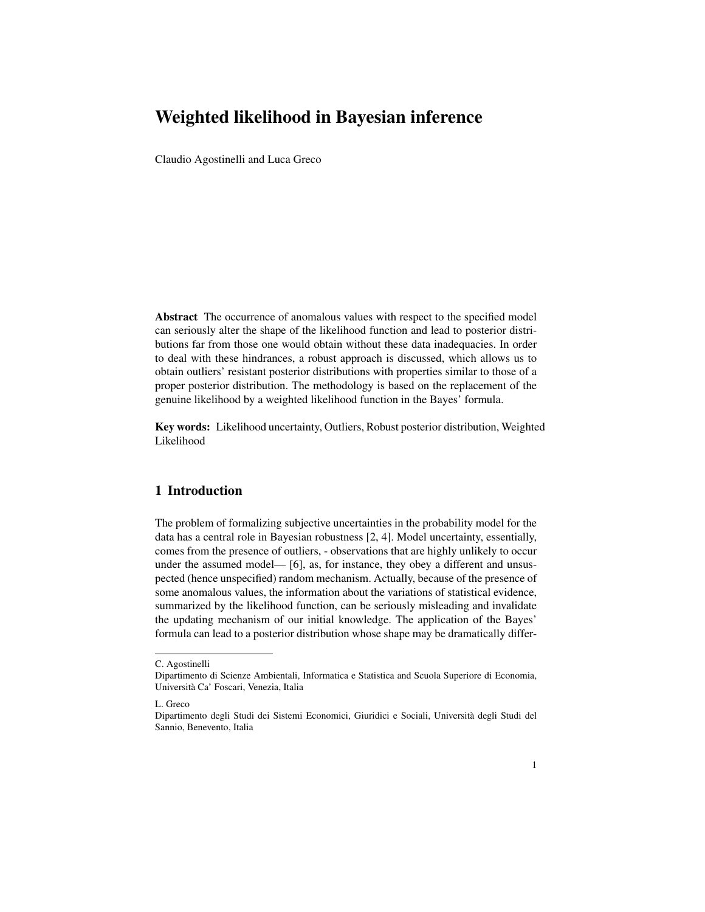# Weighted likelihood in Bayesian inference

Claudio Agostinelli and Luca Greco

**Abstract** The occurrence of anomalous values with respect to the specified model can seriously alter the shape of the likelihood function and lead to posterior distributions far from those one would obtain without these data inadequacies. In order to deal with these hindrances, a robust approach is discussed, which allows us to obtain outliers' resistant posterior distributions with properties similar to those of a proper posterior distribution. The methodology is based on the replacement of the genuine likelihood by a weighted likelihood function in the Bayes' formula.

**Key words:** Likelihood uncertainty, Outliers, Robust posterior distribution, Weighted Likelihood

## 1 Introduction

The problem of formalizing subjective uncertainties in the probability model for the data has a central role in Bayesian robustness [2, 4]. Model uncertainty, essentially, comes from the presence of outliers, - observations that are highly unlikely to occur under the assumed model— [6], as, for instance, they obey a different and unsuspected (hence unspecified) random mechanism. Actually, because of the presence of some anomalous values, the information about the variations of statistical evidence, summarized by the likelihood function, can be seriously misleading and invalidate the updating mechanism of our initial knowledge. The application of the Bayes' formula can lead to a posterior distribution whose shape may be dramatically differ-

---

C. Agostinelli
Dipartimento di Scienze Ambientali, Informatica e Statistica and Scuola Superiore di Economia, Università Ca' Foscari, Venezia, Italia

L. Greco
Dipartimento degli Studi dei Sistemi Economici, Giuridici e Sociali, Università degli Studi del Sannio, Benevento, Italia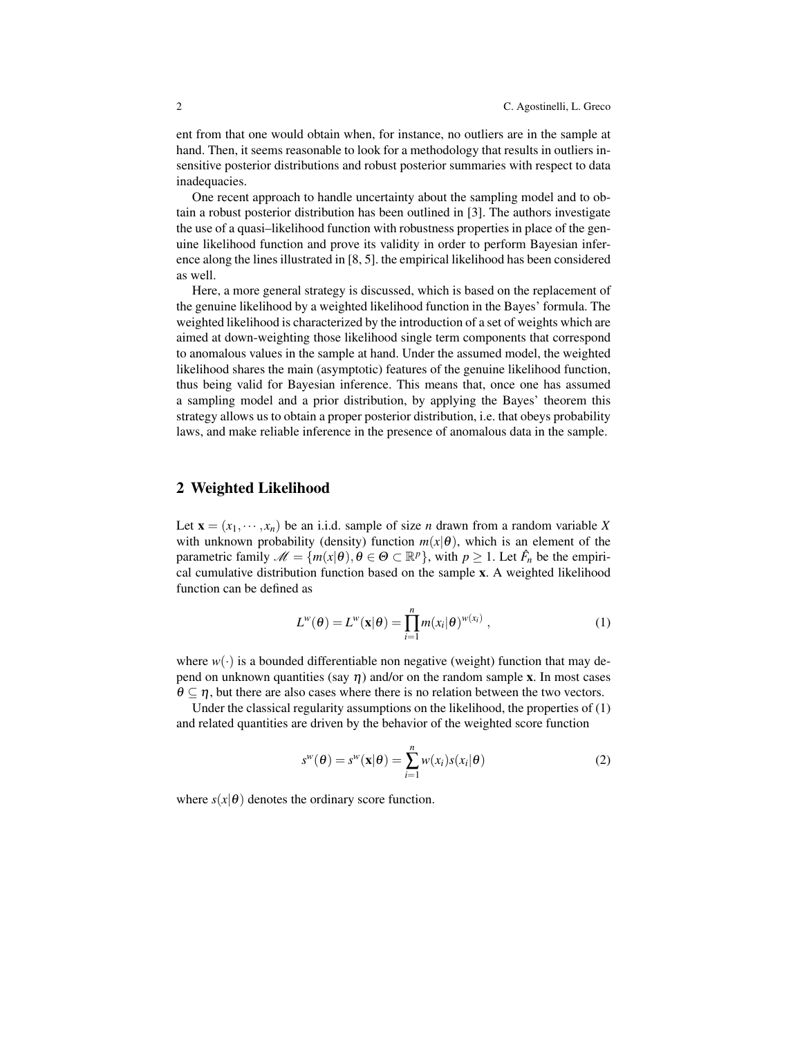ent from that one would obtain when, for instance, no outliers are in the sample at hand. Then, it seems reasonable to look for a methodology that results in outliers insensitive posterior distributions and robust posterior summaries with respect to data inadequacies.

One recent approach to handle uncertainty about the sampling model and to obtain a robust posterior distribution has been outlined in [3]. The authors investigate the use of a quasi–likelihood function with robustness properties in place of the genuine likelihood function and prove its validity in order to perform Bayesian inference along the lines illustrated in [8, 5]. the empirical likelihood has been considered as well.

Here, a more general strategy is discussed, which is based on the replacement of the genuine likelihood by a weighted likelihood function in the Bayes' formula. The weighted likelihood is characterized by the introduction of a set of weights which are aimed at down-weighting those likelihood single term components that correspond to anomalous values in the sample at hand. Under the assumed model, the weighted likelihood shares the main (asymptotic) features of the genuine likelihood function, thus being valid for Bayesian inference. This means that, once one has assumed a sampling model and a prior distribution, by applying the Bayes' theorem this strategy allows us to obtain a proper posterior distribution, i.e. that obeys probability laws, and make reliable inference in the presence of anomalous data in the sample.

## 2 Weighted Likelihood

Let $\mathbf{x} = (x_1, \cdots, x_n)$ be an i.i.d. sample of size $n$ drawn from a random variable $X$ with unknown probability (density) function $m(x|\theta)$, which is an element of the parametric family $\mathscr{M} = \{m(x|\theta), \theta \in \Theta \subset \mathbb{R}^p\}$, with $p \geq 1$. Let $\hat{F}_n$ be the empirical cumulative distribution function based on the sample $\mathbf{x}$. A weighted likelihood function can be defined as

$$L^w(\theta) = L^w(\mathbf{x}|\theta) = \prod_{i=1}^{n} m(x_i|\theta)^{w(x_i)} , \tag{1}$$

where $w(\cdot)$ is a bounded differentiable non negative (weight) function that may depend on unknown quantities (say $\eta$) and/or on the random sample $\mathbf{x}$. In most cases $\theta \subseteq \eta$, but there are also cases where there is no relation between the two vectors.

Under the classical regularity assumptions on the likelihood, the properties of (1) and related quantities are driven by the behavior of the weighted score function

$$s^w(\theta) = s^w(\mathbf{x}|\theta) = \sum_{i=1}^{n} w(x_i) s(x_i|\theta) \tag{2}$$

where $s(x|\theta)$ denotes the ordinary score function.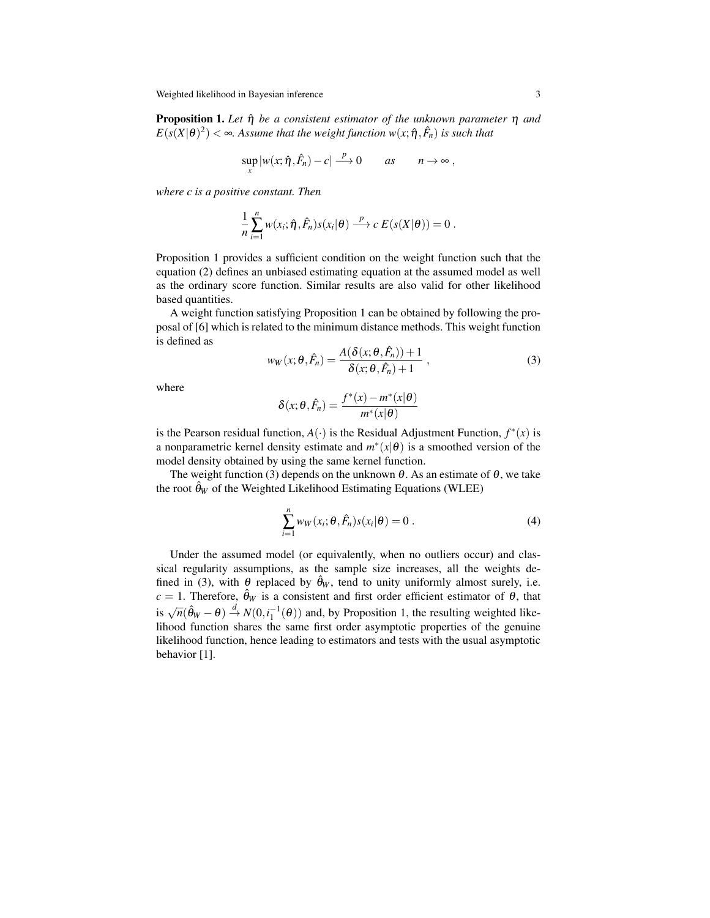**Proposition 1.** *Let $\hat{\eta}$ be a consistent estimator of the unknown parameter $\eta$ and $E(s(X|\theta)^2) < \infty$. Assume that the weight function $w(x; \hat{\eta}, \hat{F}_n)$ is such that*

$$\sup_x |w(x; \hat{\eta}, \hat{F}_n) - c| \xrightarrow{p} 0 \qquad as \qquad n \to \infty \,,$$

*where c is a positive constant. Then*

$$\frac{1}{n} \sum_{i=1}^{n} w(x_i; \hat{\eta}, \hat{F}_n) s(x_i|\theta) \xrightarrow{p} c\, E(s(X|\theta)) = 0 \,.$$

Proposition 1 provides a sufficient condition on the weight function such that the equation (2) defines an unbiased estimating equation at the assumed model as well as the ordinary score function. Similar results are also valid for other likelihood based quantities.

A weight function satisfying Proposition 1 can be obtained by following the proposal of [6] which is related to the minimum distance methods. This weight function is defined as

$$w_W(x; \theta, \hat{F}_n) = \frac{A(\delta(x; \theta, \hat{F}_n)) + 1}{\delta(x; \theta, \hat{F}_n) + 1} \,, \tag{3}$$

where

$$\delta(x; \theta, \hat{F}_n) = \frac{f^*(x) - m^*(x|\theta)}{m^*(x|\theta)}$$

is the Pearson residual function, $A(\cdot)$ is the Residual Adjustment Function, $f^*(x)$ is a nonparametric kernel density estimate and $m^*(x|\theta)$ is a smoothed version of the model density obtained by using the same kernel function.

The weight function (3) depends on the unknown $\theta$. As an estimate of $\theta$, we take the root $\hat{\theta}_W$ of the Weighted Likelihood Estimating Equations (WLEE)

$$\sum_{i=1}^{n} w_W(x_i; \theta, \hat{F}_n) s(x_i|\theta) = 0 \,. \tag{4}$$

Under the assumed model (or equivalently, when no outliers occur) and classical regularity assumptions, as the sample size increases, all the weights defined in (3), with $\theta$ replaced by $\hat{\theta}_W$, tend to unity uniformly almost surely, i.e. $c = 1$. Therefore, $\hat{\theta}_W$ is a consistent and first order efficient estimator of $\theta$, that is $\sqrt{n}(\hat{\theta}_W - \theta) \xrightarrow{d} N(0, i_1^{-1}(\theta))$ and, by Proposition 1, the resulting weighted likelihood function shares the same first order asymptotic properties of the genuine likelihood function, hence leading to estimators and tests with the usual asymptotic behavior [1].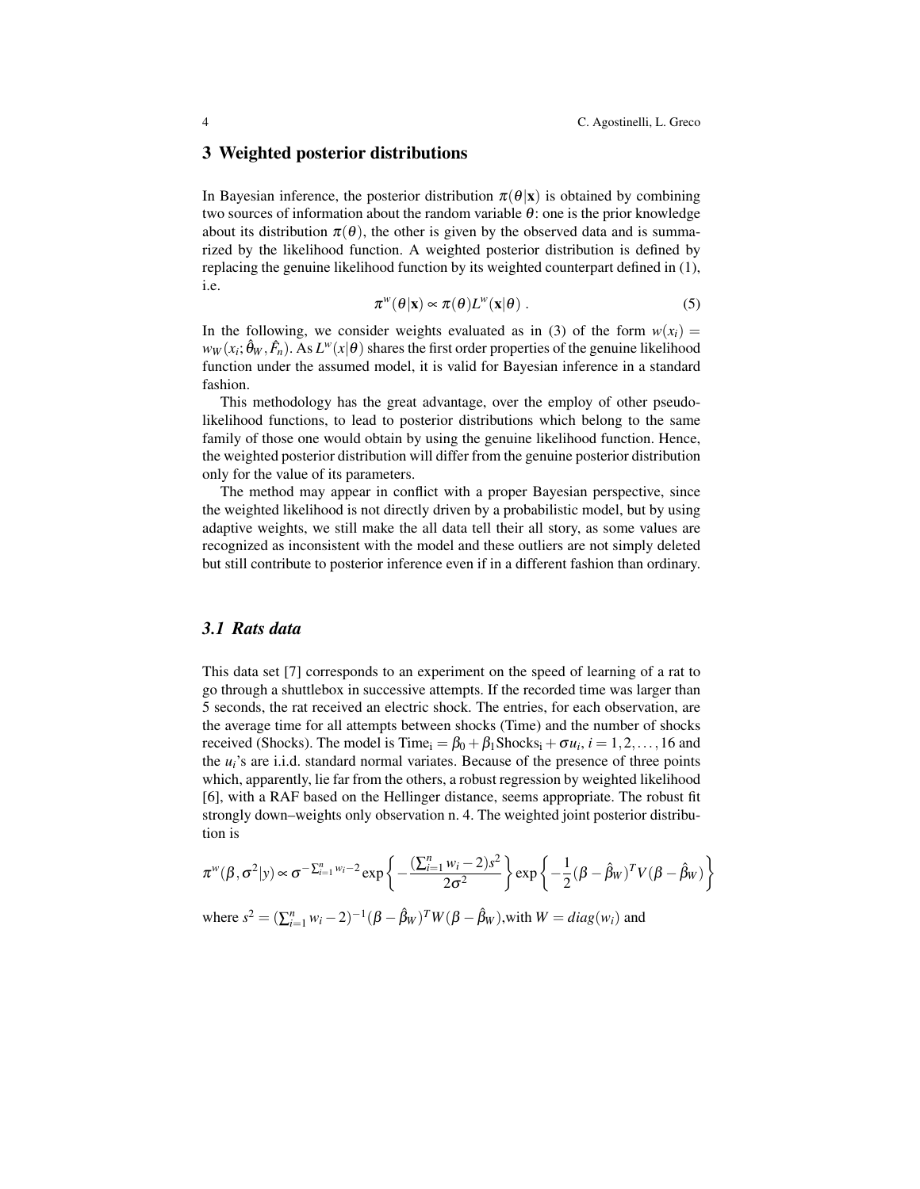## 3 Weighted posterior distributions

In Bayesian inference, the posterior distribution $\pi(\theta|\mathbf{x})$ is obtained by combining two sources of information about the random variable $\theta$: one is the prior knowledge about its distribution $\pi(\theta)$, the other is given by the observed data and is summarized by the likelihood function. A weighted posterior distribution is defined by replacing the genuine likelihood function by its weighted counterpart defined in (1), i.e.

$$\pi^w(\theta|\mathbf{x}) \propto \pi(\theta) L^w(\mathbf{x}|\theta) \; . \tag{5}$$

In the following, we consider weights evaluated as in (3) of the form $w(x_i) = w_W(x_i; \hat{\theta}_W, \hat{F}_n)$. As $L^w(x|\theta)$ shares the first order properties of the genuine likelihood function under the assumed model, it is valid for Bayesian inference in a standard fashion.

This methodology has the great advantage, over the employ of other pseudo-likelihood functions, to lead to posterior distributions which belong to the same family of those one would obtain by using the genuine likelihood function. Hence, the weighted posterior distribution will differ from the genuine posterior distribution only for the value of its parameters.

The method may appear in conflict with a proper Bayesian perspective, since the weighted likelihood is not directly driven by a probabilistic model, but by using adaptive weights, we still make the all data tell their all story, as some values are recognized as inconsistent with the model and these outliers are not simply deleted but still contribute to posterior inference even if in a different fashion than ordinary.

### *3.1 Rats data*

This data set [7] corresponds to an experiment on the speed of learning of a rat to go through a shuttlebox in successive attempts. If the recorded time was larger than 5 seconds, the rat received an electric shock. The entries, for each observation, are the average time for all attempts between shocks (Time) and the number of shocks received (Shocks). The model is $\mathrm{Time_i} = \beta_0 + \beta_1 \mathrm{Shocks_i} + \sigma u_i$, $i = 1, 2, \ldots, 16$ and the $u_i$'s are i.i.d. standard normal variates. Because of the presence of three points which, apparently, lie far from the others, a robust regression by weighted likelihood [6], with a RAF based on the Hellinger distance, seems appropriate. The robust fit strongly down–weights only observation n. 4. The weighted joint posterior distribution is

$$\pi^w(\beta, \sigma^2|y) \propto \sigma^{-\sum_{i=1}^n w_i - 2} \exp\left\{ -\frac{(\sum_{i=1}^n w_i - 2)s^2}{2\sigma^2} \right\} \exp\left\{ -\frac{1}{2}(\beta - \hat{\beta}_W)^T V (\beta - \hat{\beta}_W) \right\}$$

where $s^2 = (\sum_{i=1}^n w_i - 2)^{-1} (\beta - \hat{\beta}_W)^T W (\beta - \hat{\beta}_W)$,with $W = diag(w_i)$ and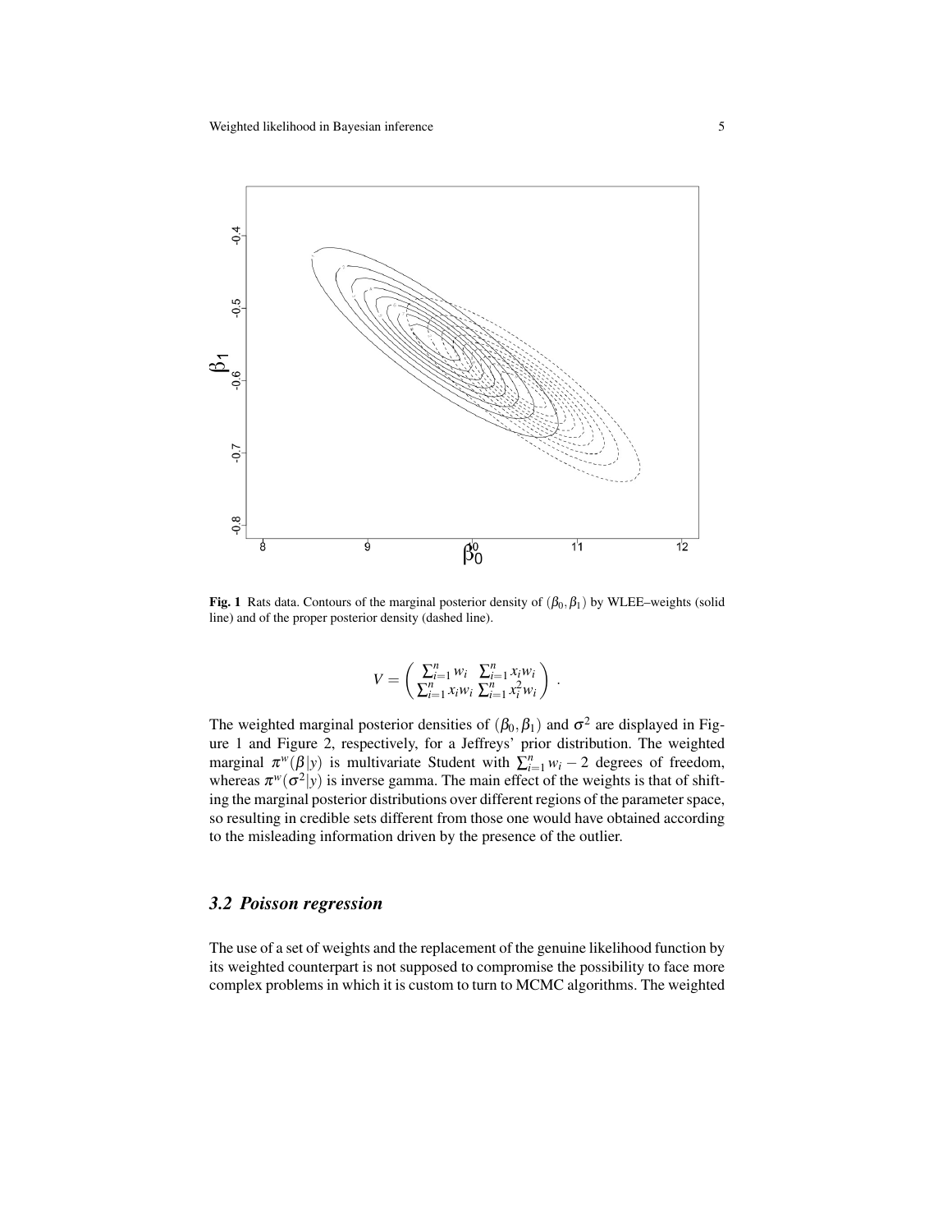**Fig. 1** Rats data. Contours of the marginal posterior density of $(\beta_0, \beta_1)$ by WLEE–weights (solid line) and of the proper posterior density (dashed line).

$$V = \begin{pmatrix} \sum_{i=1}^n w_i & \sum_{i=1}^n x_i w_i \\ \sum_{i=1}^n x_i w_i & \sum_{i=1}^n x_i^2 w_i \end{pmatrix} .$$

The weighted marginal posterior densities of $(\beta_0, \beta_1)$ and $\sigma^2$ are displayed in Figure 1 and Figure 2, respectively, for a Jeffreys' prior distribution. The weighted marginal $\pi^w(\beta|y)$ is multivariate Student with $\sum_{i=1}^n w_i - 2$ degrees of freedom, whereas $\pi^w(\sigma^2|y)$ is inverse gamma. The main effect of the weights is that of shifting the marginal posterior distributions over different regions of the parameter space, so resulting in credible sets different from those one would have obtained according to the misleading information driven by the presence of the outlier.

### *3.2 Poisson regression*

The use of a set of weights and the replacement of the genuine likelihood function by its weighted counterpart is not supposed to compromise the possibility to face more complex problems in which it is custom to turn to MCMC algorithms. The weighted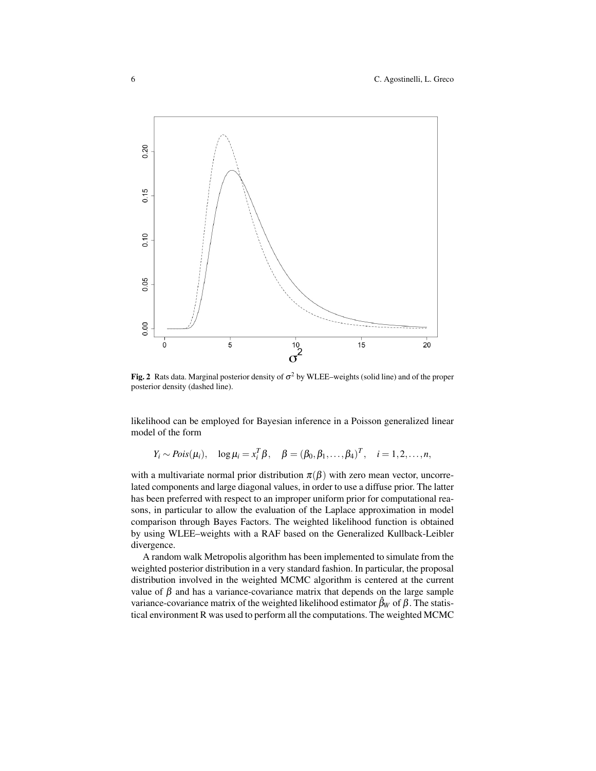**Fig. 2** Rats data. Marginal posterior density of $\sigma^2$ by WLEE–weights (solid line) and of the proper posterior density (dashed line).

likelihood can be employed for Bayesian inference in a Poisson generalized linear model of the form

$$Y_i \sim Pois(\mu_i), \quad \log \mu_i = x_i^T \beta, \quad \beta = (\beta_0, \beta_1, \ldots, \beta_4)^T, \quad i = 1, 2, \ldots, n,$$

with a multivariate normal prior distribution $\pi(\beta)$ with zero mean vector, uncorrelated components and large diagonal values, in order to use a diffuse prior. The latter has been preferred with respect to an improper uniform prior for computational reasons, in particular to allow the evaluation of the Laplace approximation in model comparison through Bayes Factors. The weighted likelihood function is obtained by using WLEE–weights with a RAF based on the Generalized Kullback-Leibler divergence.

A random walk Metropolis algorithm has been implemented to simulate from the weighted posterior distribution in a very standard fashion. In particular, the proposal distribution involved in the weighted MCMC algorithm is centered at the current value of $\beta$ and has a variance-covariance matrix that depends on the large sample variance-covariance matrix of the weighted likelihood estimator $\hat{\beta}_W$ of $\beta$. The statistical environment R was used to perform all the computations. The weighted MCMC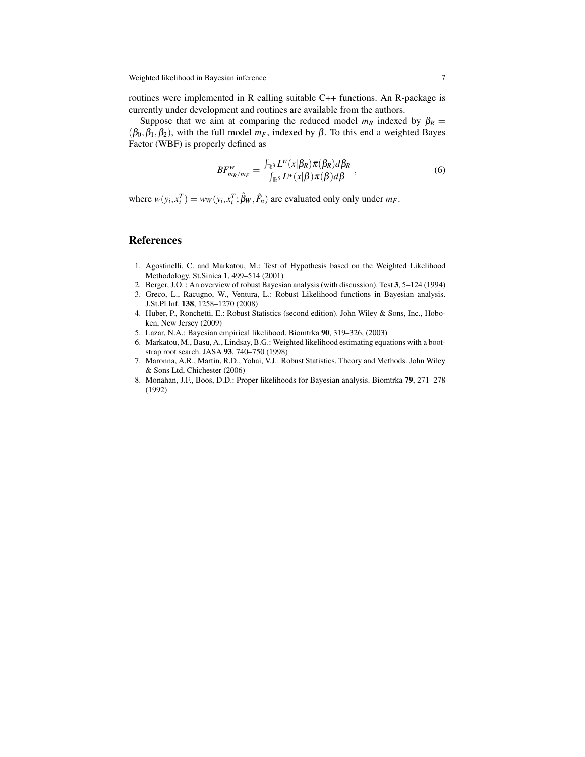routines were implemented in R calling suitable C++ functions. An R-package is currently under development and routines are available from the authors.

Suppose that we aim at comparing the reduced model $m_R$ indexed by $\beta_R = (\beta_0, \beta_1, \beta_2)$, with the full model $m_F$, indexed by $\beta$. To this end a weighted Bayes Factor (WBF) is properly defined as

$$BF^w_{m_R/m_F} = \frac{\int_{\mathbb{R}^3} L^w(x|\beta_R)\pi(\beta_R)d\beta_R}{\int_{\mathbb{R}^5} L^w(x|\beta)\pi(\beta)d\beta} \ , \tag{6}$$

where $w(y_i, x_i^T) = w_W(y_i, x_i^T; \hat{\beta}_W, \hat{F}_n)$ are evaluated only only under $m_F$.

## References

1. Agostinelli, C. and Markatou, M.: Test of Hypothesis based on the Weighted Likelihood Methodology. St.Sinica **1**, 499–514 (2001)
2. Berger, J.O. : An overview of robust Bayesian analysis (with discussion). Test **3**, 5–124 (1994)
3. Greco, L., Racugno, W., Ventura, L.: Robust Likelihood functions in Bayesian analysis. J.St.Pl.Inf. **138**, 1258–1270 (2008)
4. Huber, P., Ronchetti, E.: Robust Statistics (second edition). John Wiley & Sons, Inc., Hoboken, New Jersey (2009)
5. Lazar, N.A.: Bayesian empirical likelihood. Biomtrka **90**, 319–326, (2003)
6. Markatou, M., Basu, A., Lindsay, B.G.: Weighted likelihood estimating equations with a bootstrap root search. JASA **93**, 740–750 (1998)
7. Maronna, A.R., Martin, R.D., Yohai, V.J.: Robust Statistics. Theory and Methods. John Wiley & Sons Ltd, Chichester (2006)
8. Monahan, J.F., Boos, D.D.: Proper likelihoods for Bayesian analysis. Biomtrka **79**, 271–278 (1992)